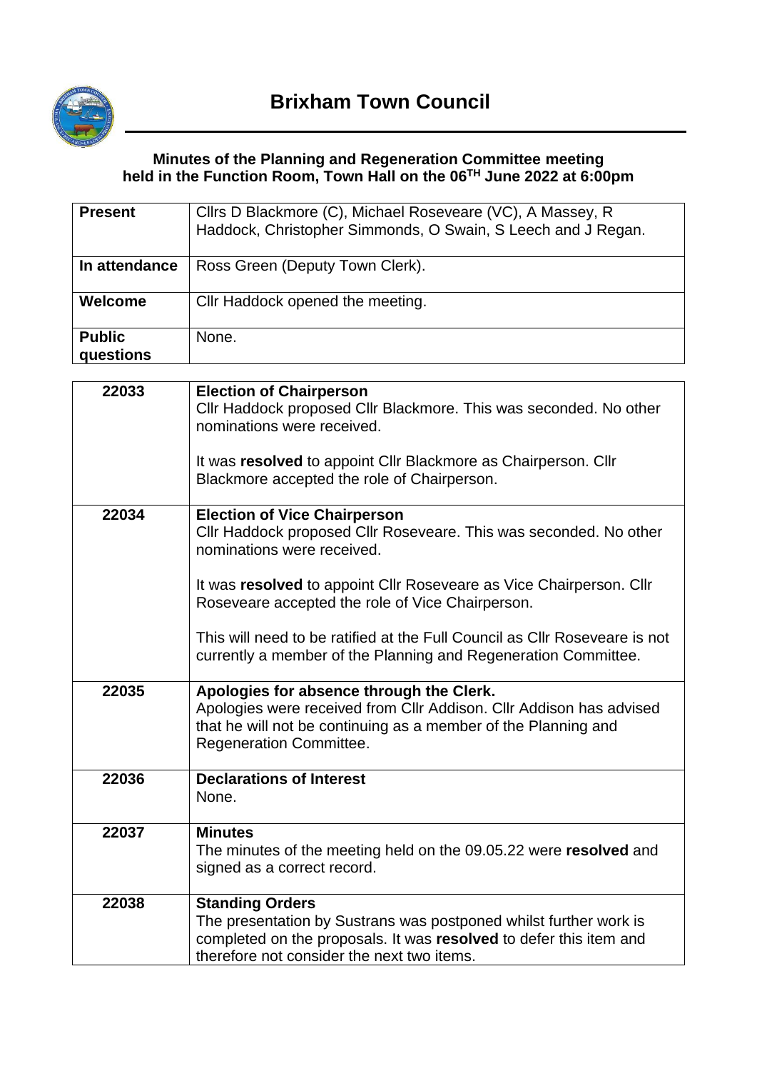# Brixham Town Council

**Minutes of the Planning and Regeneration Committee meeting held in the Function Room, Town Hall on the 06TH June 2022 at 6:00pm**

| | |
|---|---|
| **Present** | Cllrs D Blackmore (C), Michael Roseveare (VC), A Massey, R Haddock, Christopher Simmonds, O Swain, S Leech and J Regan. |
| **In attendance** | Ross Green (Deputy Town Clerk). |
| **Welcome** | Cllr Haddock opened the meeting. |
| **Public questions** | None. |

| | |
|---|---|
| 22033 | **Election of Chairperson**<br>Cllr Haddock proposed Cllr Blackmore. This was seconded. No other nominations were received.<br><br>It was **resolved** to appoint Cllr Blackmore as Chairperson. Cllr Blackmore accepted the role of Chairperson. |
| 22034 | **Election of Vice Chairperson**<br>Cllr Haddock proposed Cllr Roseveare. This was seconded. No other nominations were received.<br><br>It was **resolved** to appoint Cllr Roseveare as Vice Chairperson. Cllr Roseveare accepted the role of Vice Chairperson.<br><br>This will need to be ratified at the Full Council as Cllr Roseveare is not currently a member of the Planning and Regeneration Committee. |
| 22035 | **Apologies for absence through the Clerk.**<br>Apologies were received from Cllr Addison. Cllr Addison has advised that he will not be continuing as a member of the Planning and Regeneration Committee. |
| 22036 | **Declarations of Interest**<br>None. |
| 22037 | **Minutes**<br>The minutes of the meeting held on the 09.05.22 were **resolved** and signed as a correct record. |
| 22038 | **Standing Orders**<br>The presentation by Sustrans was postponed whilst further work is completed on the proposals. It was **resolved** to defer this item and therefore not consider the next two items. |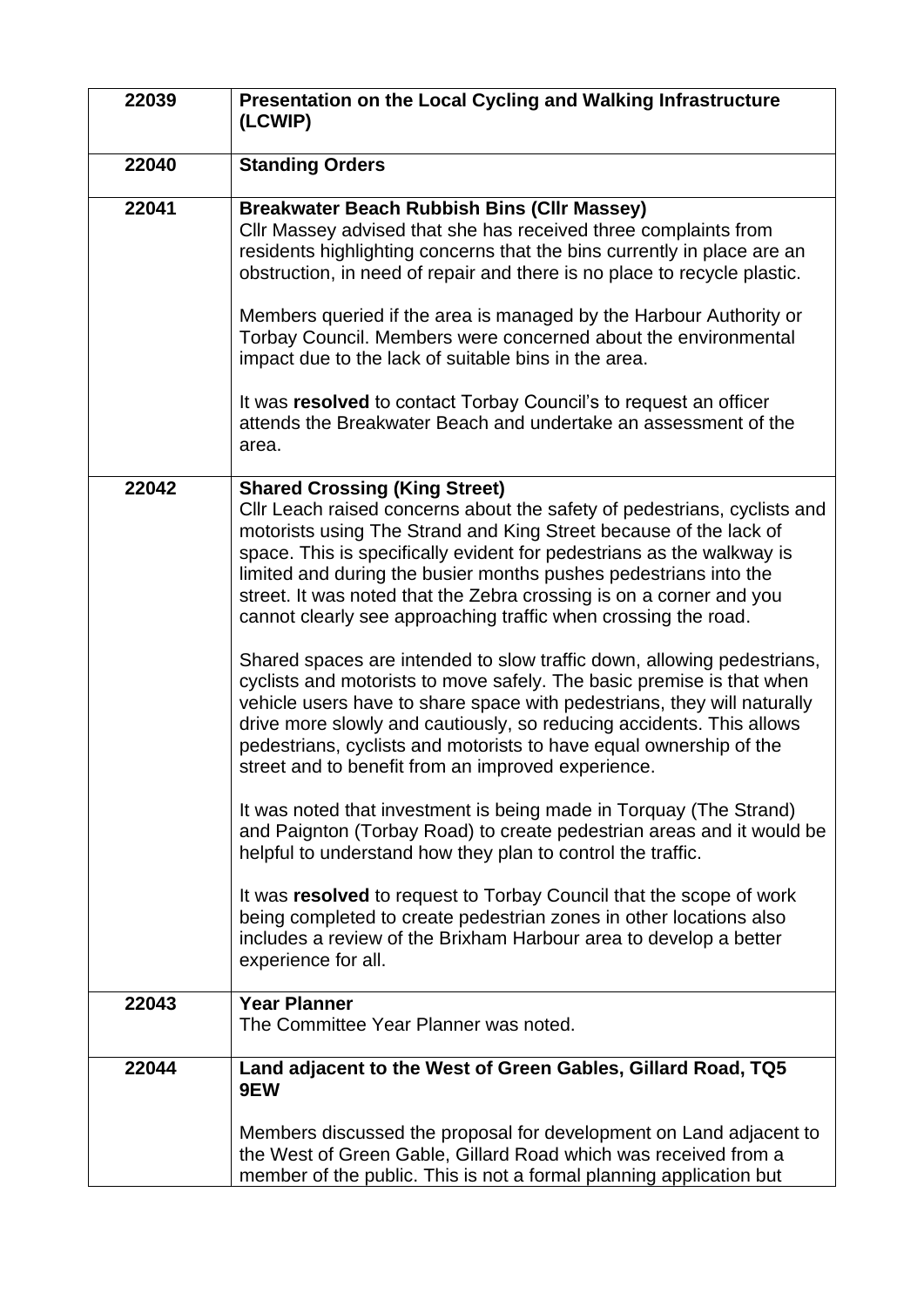| | |
|---|---|
| 22039 | **Presentation on the Local Cycling and Walking Infrastructure (LCWIP)** |
| 22040 | **Standing Orders** |
| 22041 | **Breakwater Beach Rubbish Bins (Cllr Massey)**<br>Cllr Massey advised that she has received three complaints from residents highlighting concerns that the bins currently in place are an obstruction, in need of repair and there is no place to recycle plastic.<br><br>Members queried if the area is managed by the Harbour Authority or Torbay Council. Members were concerned about the environmental impact due to the lack of suitable bins in the area.<br><br>It was **resolved** to contact Torbay Council's to request an officer attends the Breakwater Beach and undertake an assessment of the area. |
| 22042 | **Shared Crossing (King Street)**<br>Cllr Leach raised concerns about the safety of pedestrians, cyclists and motorists using The Strand and King Street because of the lack of space. This is specifically evident for pedestrians as the walkway is limited and during the busier months pushes pedestrians into the street. It was noted that the Zebra crossing is on a corner and you cannot clearly see approaching traffic when crossing the road.<br><br>Shared spaces are intended to slow traffic down, allowing pedestrians, cyclists and motorists to move safely. The basic premise is that when vehicle users have to share space with pedestrians, they will naturally drive more slowly and cautiously, so reducing accidents. This allows pedestrians, cyclists and motorists to have equal ownership of the street and to benefit from an improved experience.<br><br>It was noted that investment is being made in Torquay (The Strand) and Paignton (Torbay Road) to create pedestrian areas and it would be helpful to understand how they plan to control the traffic.<br><br>It was **resolved** to request to Torbay Council that the scope of work being completed to create pedestrian zones in other locations also includes a review of the Brixham Harbour area to develop a better experience for all. |
| 22043 | **Year Planner**<br>The Committee Year Planner was noted. |
| 22044 | **Land adjacent to the West of Green Gables, Gillard Road, TQ5 9EW**<br><br>Members discussed the proposal for development on Land adjacent to the West of Green Gable, Gillard Road which was received from a member of the public. This is not a formal planning application but |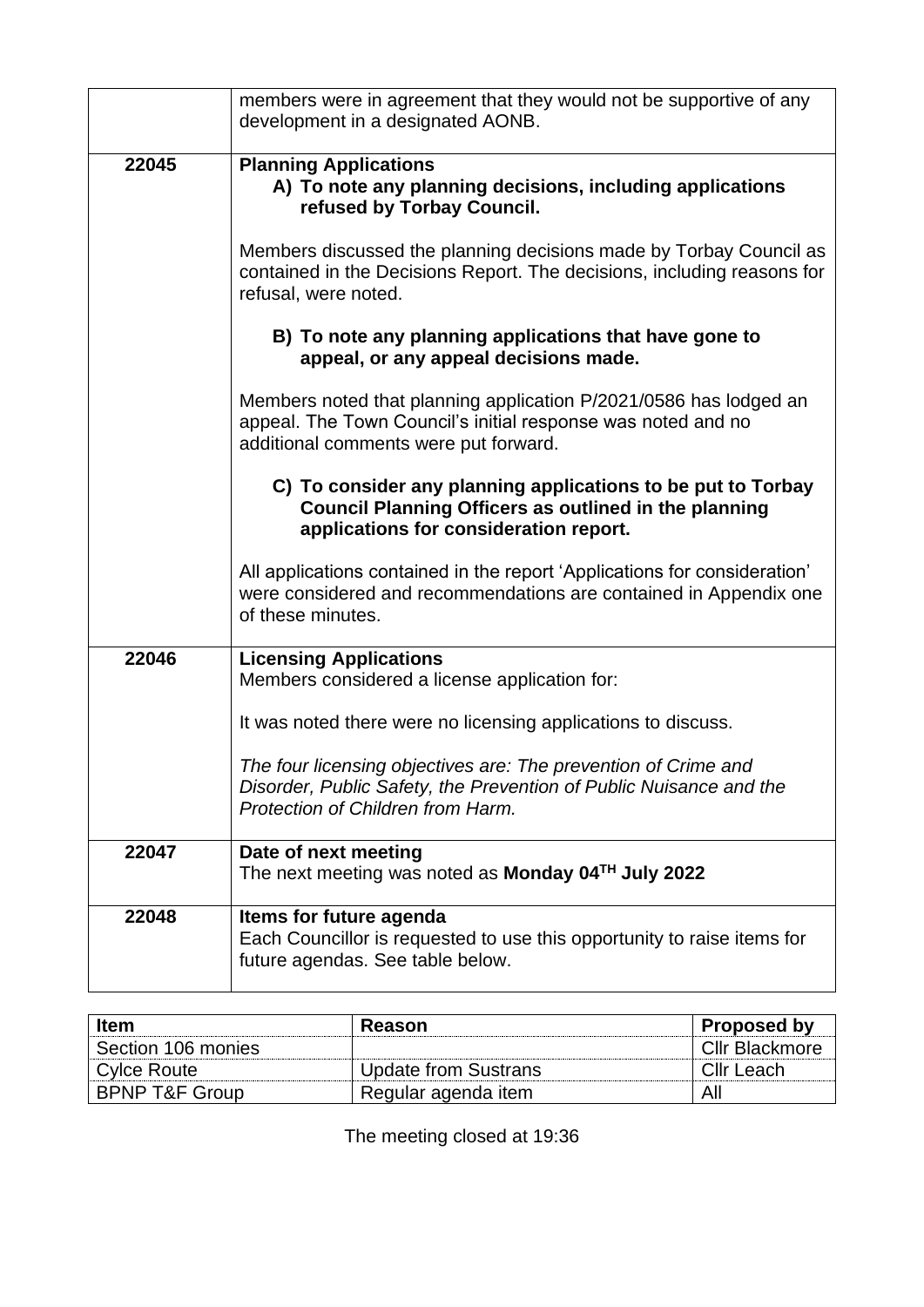| | |
|---|---|
| | members were in agreement that they would not be supportive of any development in a designated AONB. |
| 22045 | **Planning Applications**<br>**A) To note any planning decisions, including applications refused by Torbay Council.**<br><br>Members discussed the planning decisions made by Torbay Council as contained in the Decisions Report. The decisions, including reasons for refusal, were noted.<br><br>**B) To note any planning applications that have gone to appeal, or any appeal decisions made.**<br><br>Members noted that planning application P/2021/0586 has lodged an appeal. The Town Council's initial response was noted and no additional comments were put forward.<br><br>**C) To consider any planning applications to be put to Torbay Council Planning Officers as outlined in the planning applications for consideration report.**<br><br>All applications contained in the report 'Applications for consideration' were considered and recommendations are contained in Appendix one of these minutes. |
| 22046 | **Licensing Applications**<br>Members considered a license application for:<br><br>It was noted there were no licensing applications to discuss.<br><br>*The four licensing objectives are: The prevention of Crime and Disorder, Public Safety, the Prevention of Public Nuisance and the Protection of Children from Harm.* |
| 22047 | **Date of next meeting**<br>The next meeting was noted as **Monday 04TH July 2022** |
| 22048 | **Items for future agenda**<br>Each Councillor is requested to use this opportunity to raise items for future agendas. See table below. |

| Item | Reason | Proposed by |
|---|---|---|
| Section 106 monies | | Cllr Blackmore |
| Cylce Route | Update from Sustrans | Cllr Leach |
| BPNP T&F Group | Regular agenda item | All |

The meeting closed at 19:36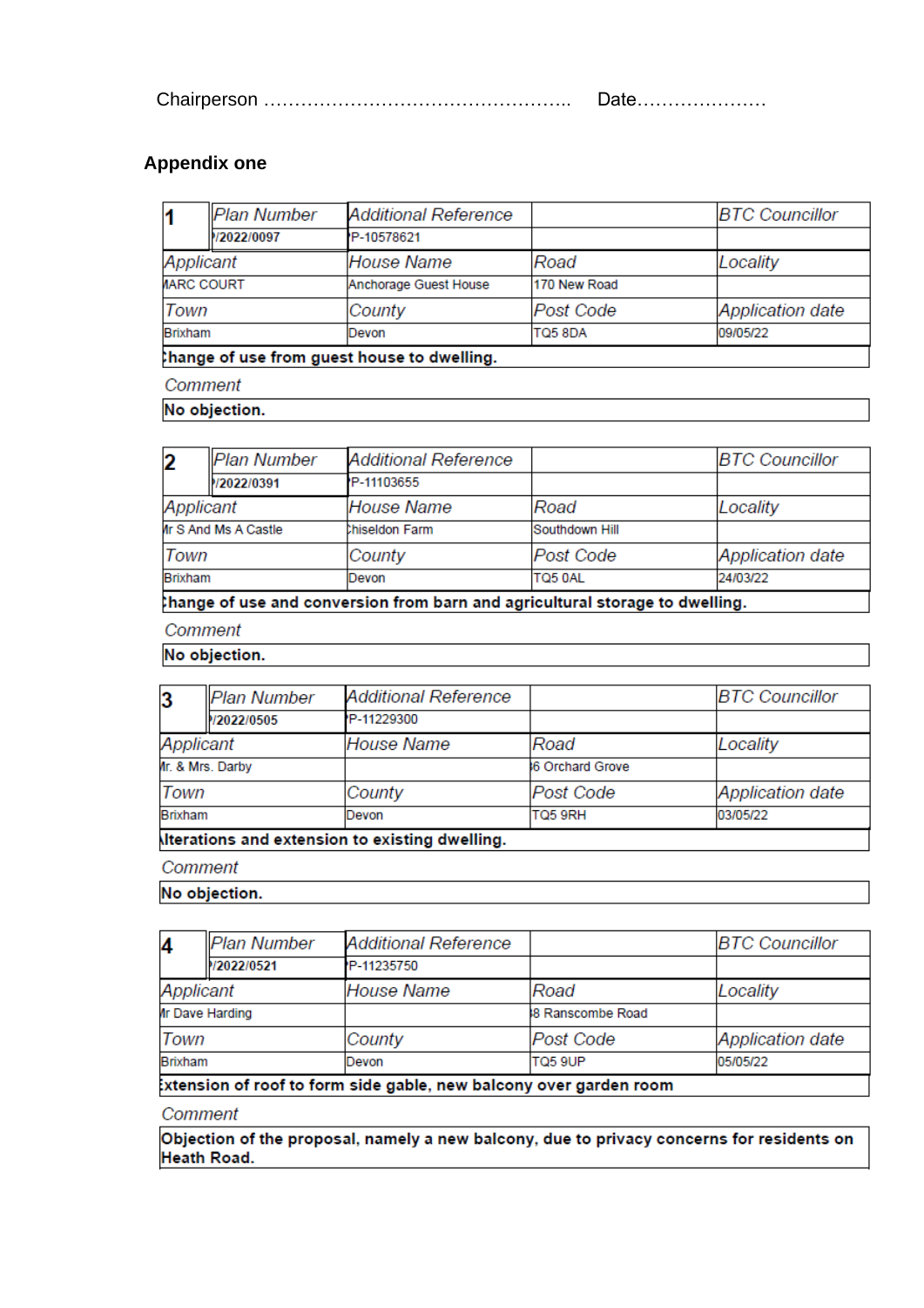Chairperson ………………………………………….. Date…………………

## Appendix one

| 1 | Plan Number | Additional Reference | | BTC Councillor |
|---|---|---|---|---|
| | /2022/0097 | P-10578621 | | |
| Applicant | | House Name | Road | Locality |
| MARC COURT | | Anchorage Guest House | 170 New Road | |
| Town | | County | Post Code | Application date |
| Brixham | | Devon | TQ5 8DA | 09/05/22 |
| **Change of use from guest house to dwelling.** | | | | |

*Comment*

**No objection.**

| 2 | Plan Number | Additional Reference | | BTC Councillor |
|---|---|---|---|---|
| | /2022/0391 | P-11103655 | | |
| Applicant | | House Name | Road | Locality |
| Mr S And Ms A Castle | | Chiseldon Farm | Southdown Hill | |
| Town | | County | Post Code | Application date |
| Brixham | | Devon | TQ5 0AL | 24/03/22 |
| **Change of use and conversion from barn and agricultural storage to dwelling.** | | | | |

*Comment*

**No objection.**

| 3 | Plan Number | Additional Reference | | BTC Councillor |
|---|---|---|---|---|
| | /2022/0505 | P-11229300 | | |
| Applicant | | House Name | Road | Locality |
| Mr. & Mrs. Darby | | | 6 Orchard Grove | |
| Town | | County | Post Code | Application date |
| Brixham | | Devon | TQ5 9RH | 03/05/22 |
| **Alterations and extension to existing dwelling.** | | | | |

*Comment*

**No objection.**

| 4 | Plan Number | Additional Reference | | BTC Councillor |
|---|---|---|---|---|
| | /2022/0521 | P-11235750 | | |
| Applicant | | House Name | Road | Locality |
| Mr Dave Harding | | | 8 Ranscombe Road | |
| Town | | County | Post Code | Application date |
| Brixham | | Devon | TQ5 9UP | 05/05/22 |
| **Extension of roof to form side gable, new balcony over garden room** | | | | |

*Comment*

**Objection of the proposal, namely a new balcony, due to privacy concerns for residents on Heath Road.**